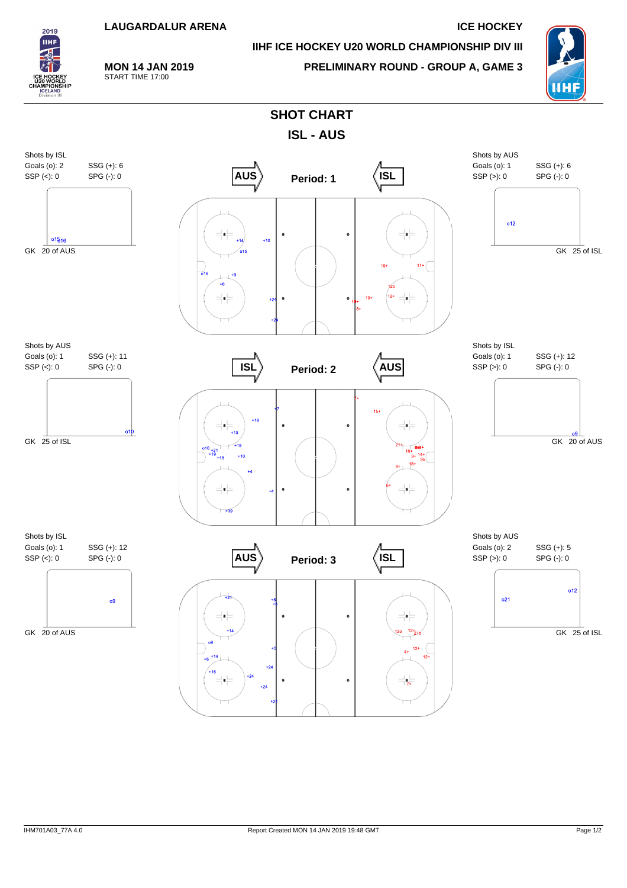LAUGARDALUR ARENA

ICE HOCKEY

IIHF ICE HOCKEY U20 WORLD CHAMPIONSHIP DIV III

MON 14 JAN 2019
START TIME 17:00

PRELIMINARY ROUND - GROUP A, GAME 3

# SHOT CHART

## ISL - AUS

### Period: 1

AUS → ← ISL

Shots by ISL
Goals (o): 2 SSG (+): 6
SSP (<): 0 SPG (-): 0

GK 20 of AUS

Shots by AUS
Goals (o): 1 SSG (+): 6
SSP (>): 0 SPG (-): 0

GK 25 of ISL

### Period: 2

ISL → ← AUS

Shots by AUS
Goals (o): 1 SSG (+): 11
SSP (<): 0 SPG (-): 0

GK 25 of ISL

Shots by ISL
Goals (o): 1 SSG (+): 12
SSP (>): 0 SPG (-): 0

GK 20 of AUS

### Period: 3

AUS → ← ISL

Shots by ISL
Goals (o): 1 SSG (+): 12
SSP (<): 0 SPG (-): 0

GK 20 of AUS

Shots by AUS
Goals (o): 2 SSG (+): 5
SSP (>): 0 SPG (-): 0

GK 25 of ISL

IHM701A03_77A 4.0 Report Created MON 14 JAN 2019 19:48 GMT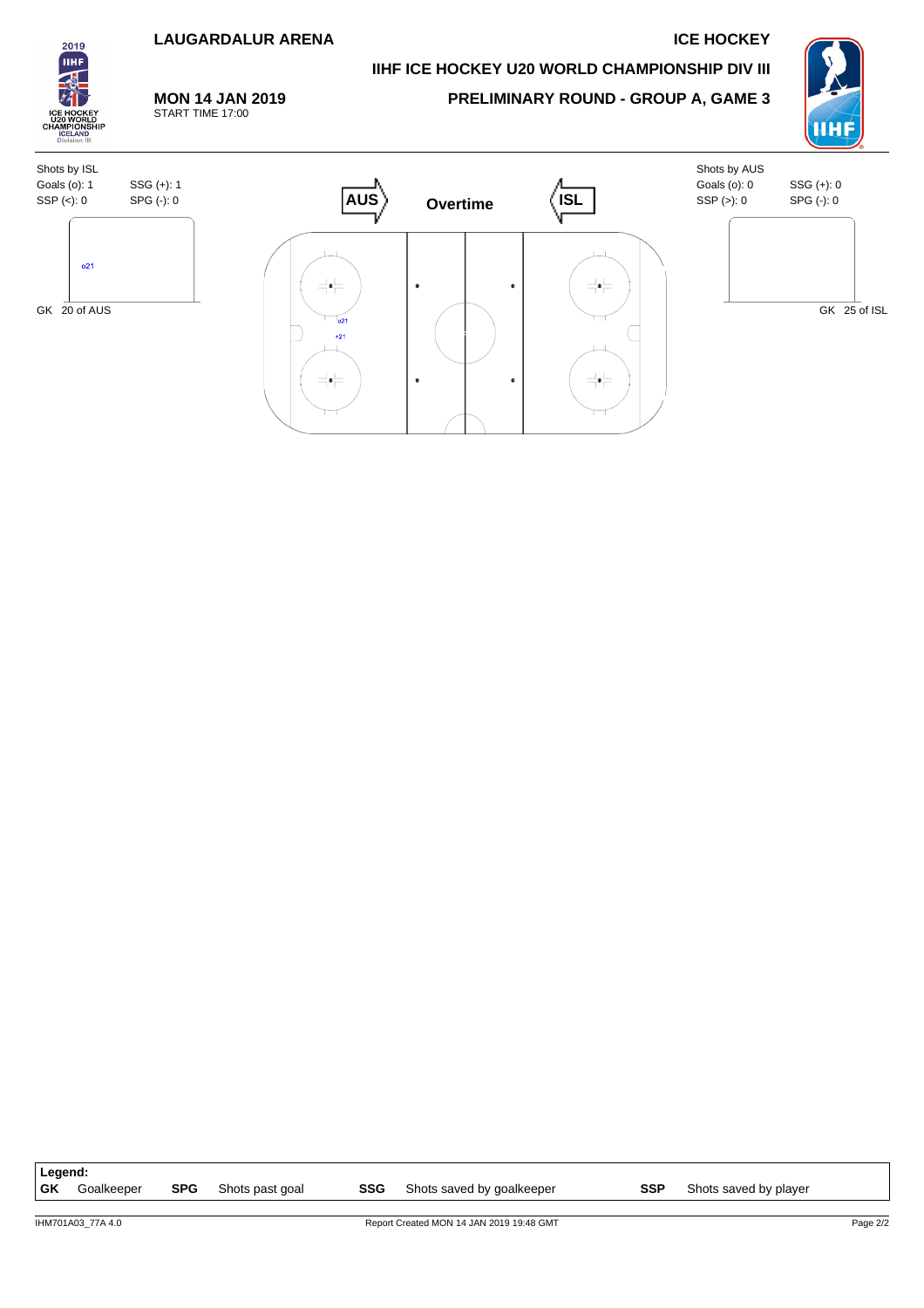LAUGARDALUR ARENA

ICE HOCKEY

IIHF ICE HOCKEY U20 WORLD CHAMPIONSHIP DIV III

MON 14 JAN 2019
START TIME 17:00

PRELIMINARY ROUND - GROUP A, GAME 3

Shots by ISL
Goals (o): 1
SSG (+): 1
SSP (<): 0
SPG (-): 0

o21

GK 20 of AUS

AUS

**Overtime**

ISL

o21
+21

Shots by AUS
Goals (o): 0
SSG (+): 0
SSP (>): 0
SPG (-): 0

GK 25 of ISL

**Legend:**

| | | | | | | | |
|---|---|---|---|---|---|---|---|
| **GK** | Goalkeeper | **SPG** | Shots past goal | **SSG** | Shots saved by goalkeeper | **SSP** | Shots saved by player |

IHM701A03_77A 4.0

Report Created MON 14 JAN 2019 19:48 GMT